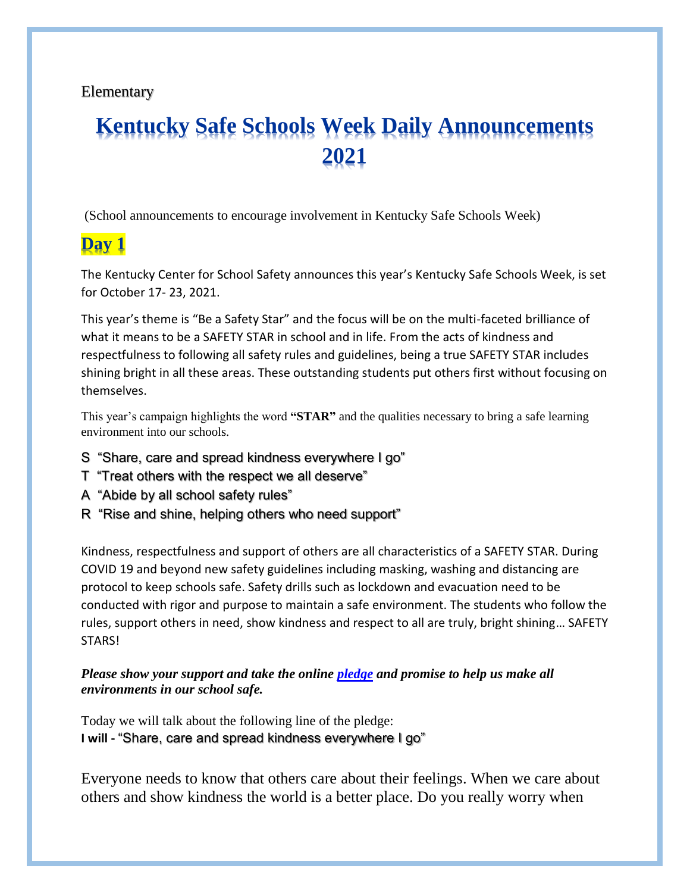Elementary

# Kentucky Safe Schools Week Daily Announcements 2021

(School announcements to encourage involvement in Kentucky Safe Schools Week)

## Day 1

The Kentucky Center for School Safety announces this year's Kentucky Safe Schools Week, is set for October 17- 23, 2021.

This year's theme is "Be a Safety Star" and the focus will be on the multi-faceted brilliance of what it means to be a SAFETY STAR in school and in life. From the acts of kindness and respectfulness to following all safety rules and guidelines, being a true SAFETY STAR includes shining bright in all these areas. These outstanding students put others first without focusing on themselves.

This year's campaign highlights the word **"STAR"** and the qualities necessary to bring a safe learning environment into our schools.

S "Share, care and spread kindness everywhere I go"
T "Treat others with the respect we all deserve"
A "Abide by all school safety rules"
R "Rise and shine, helping others who need support"

Kindness, respectfulness and support of others are all characteristics of a SAFETY STAR. During COVID 19 and beyond new safety guidelines including masking, washing and distancing are protocol to keep schools safe. Safety drills such as lockdown and evacuation need to be conducted with rigor and purpose to maintain a safe environment. The students who follow the rules, support others in need, show kindness and respect to all are truly, bright shining… SAFETY STARS!

***Please show your support and take the online pledge and promise to help us make all environments in our school safe.***

Today we will talk about the following line of the pledge:
**I will -** "Share, care and spread kindness everywhere I go"

Everyone needs to know that others care about their feelings. When we care about others and show kindness the world is a better place. Do you really worry when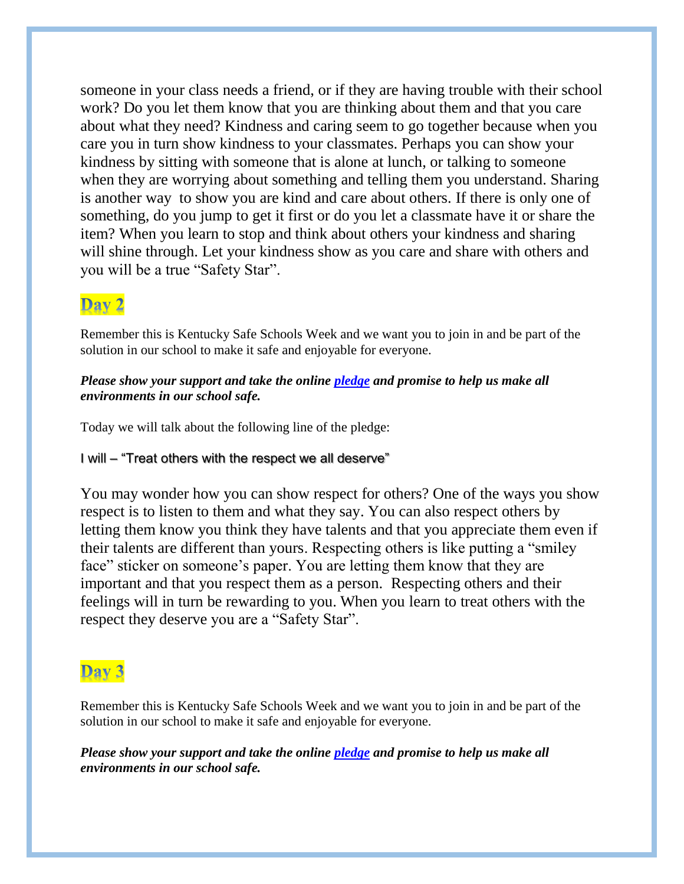someone in your class needs a friend, or if they are having trouble with their school work? Do you let them know that you are thinking about them and that you care about what they need? Kindness and caring seem to go together because when you care you in turn show kindness to your classmates. Perhaps you can show your kindness by sitting with someone that is alone at lunch, or talking to someone when they are worrying about something and telling them you understand. Sharing is another way to show you are kind and care about others. If there is only one of something, do you jump to get it first or do you let a classmate have it or share the item? When you learn to stop and think about others your kindness and sharing will shine through. Let your kindness show as you care and share with others and you will be a true "Safety Star".

## Day 2

Remember this is Kentucky Safe Schools Week and we want you to join in and be part of the solution in our school to make it safe and enjoyable for everyone.

***Please show your support and take the online pledge and promise to help us make all environments in our school safe.***

Today we will talk about the following line of the pledge:

I will – "Treat others with the respect we all deserve"

You may wonder how you can show respect for others? One of the ways you show respect is to listen to them and what they say. You can also respect others by letting them know you think they have talents and that you appreciate them even if their talents are different than yours. Respecting others is like putting a "smiley face" sticker on someone's paper. You are letting them know that they are important and that you respect them as a person. Respecting others and their feelings will in turn be rewarding to you. When you learn to treat others with the respect they deserve you are a "Safety Star".

## Day 3

Remember this is Kentucky Safe Schools Week and we want you to join in and be part of the solution in our school to make it safe and enjoyable for everyone.

***Please show your support and take the online pledge and promise to help us make all environments in our school safe.***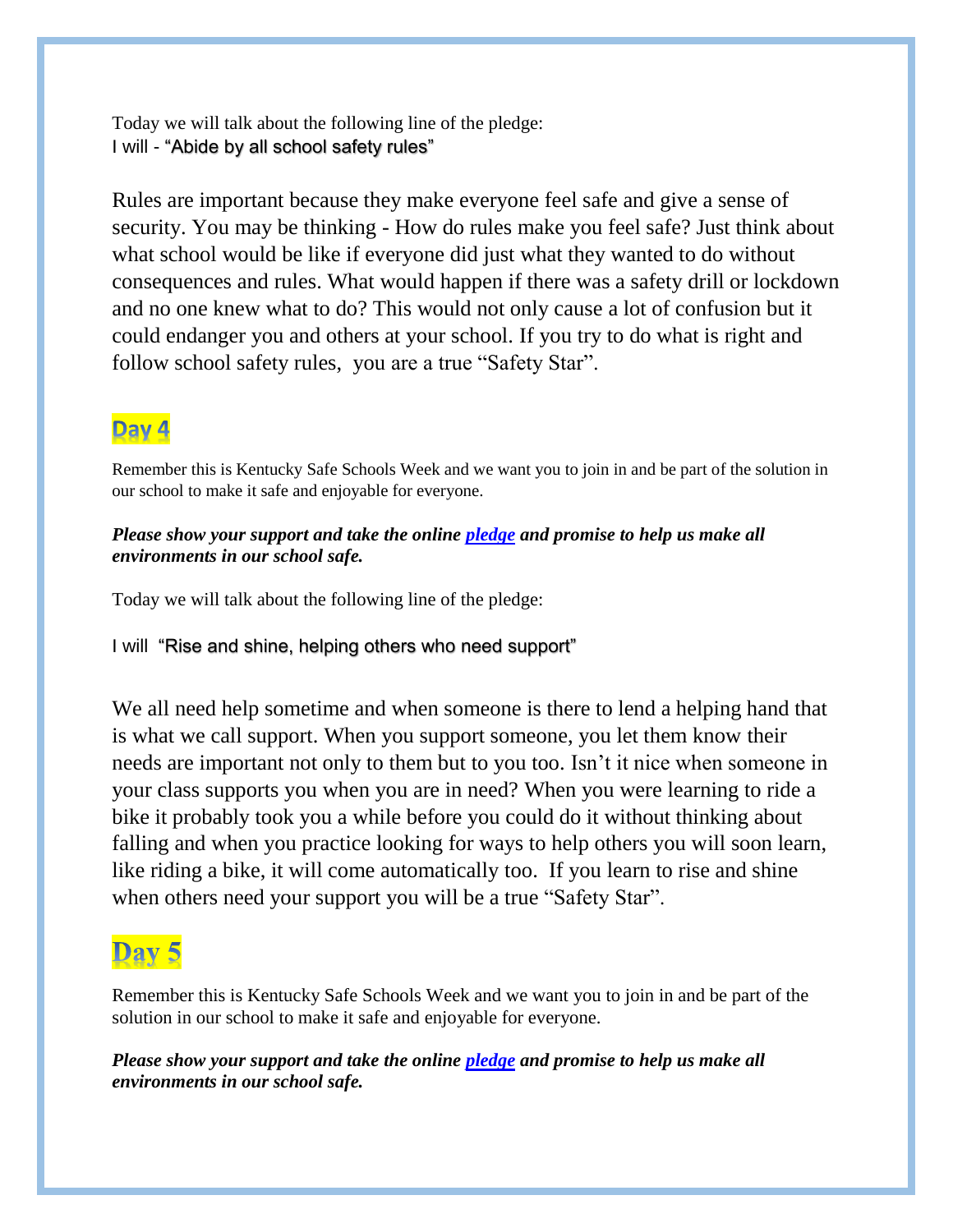Today we will talk about the following line of the pledge:
I will - "Abide by all school safety rules"

Rules are important because they make everyone feel safe and give a sense of security. You may be thinking - How do rules make you feel safe? Just think about what school would be like if everyone did just what they wanted to do without consequences and rules. What would happen if there was a safety drill or lockdown and no one knew what to do? This would not only cause a lot of confusion but it could endanger you and others at your school. If you try to do what is right and follow school safety rules,  you are a true "Safety Star".

## Day 4

Remember this is Kentucky Safe Schools Week and we want you to join in and be part of the solution in our school to make it safe and enjoyable for everyone.

***Please show your support and take the online pledge and promise to help us make all environments in our school safe.***

Today we will talk about the following line of the pledge:

I will  "Rise and shine, helping others who need support"

We all need help sometime and when someone is there to lend a helping hand that is what we call support. When you support someone, you let them know their needs are important not only to them but to you too. Isn't it nice when someone in your class supports you when you are in need? When you were learning to ride a bike it probably took you a while before you could do it without thinking about falling and when you practice looking for ways to help others you will soon learn, like riding a bike, it will come automatically too.  If you learn to rise and shine when others need your support you will be a true "Safety Star".

## Day 5

Remember this is Kentucky Safe Schools Week and we want you to join in and be part of the solution in our school to make it safe and enjoyable for everyone.

***Please show your support and take the online pledge and promise to help us make all environments in our school safe.***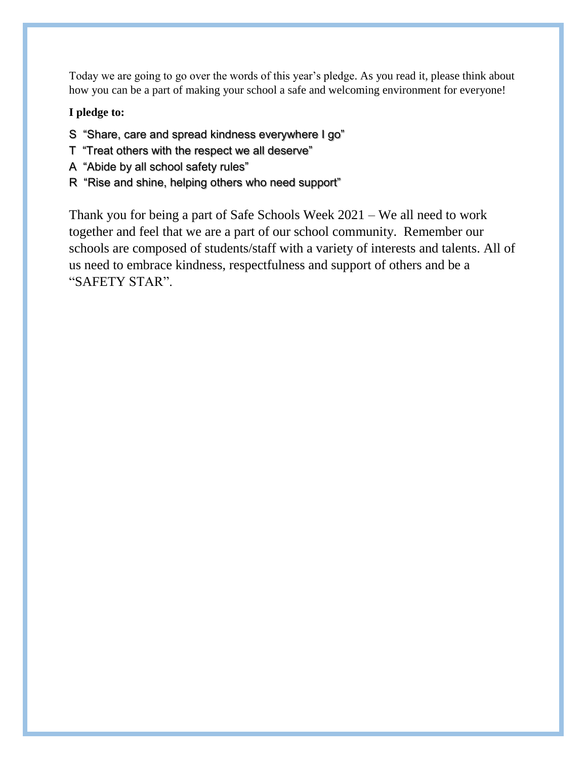Today we are going to go over the words of this year's pledge. As you read it, please think about how you can be a part of making your school a safe and welcoming environment for everyone!

**I pledge to:**

S "Share, care and spread kindness everywhere I go"
T "Treat others with the respect we all deserve"
A "Abide by all school safety rules"
R "Rise and shine, helping others who need support"

Thank you for being a part of Safe Schools Week 2021 – We all need to work together and feel that we are a part of our school community. Remember our schools are composed of students/staff with a variety of interests and talents. All of us need to embrace kindness, respectfulness and support of others and be a "SAFETY STAR".